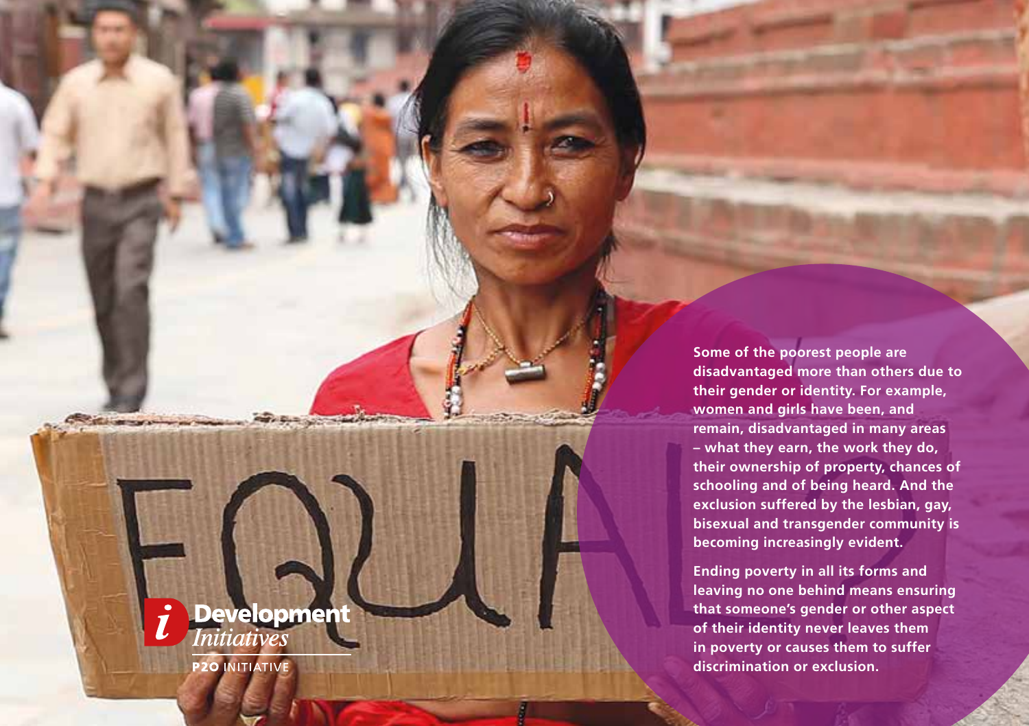Some of the poorest people are disadvantaged more than others due to their gender or identity. For example, women and girls have been, and remain, disadvantaged in many areas – what they earn, the work they do, their ownership of property, chances of schooling and of being heard. And the exclusion suffered by the lesbian, gay, bisexual and transgender community is becoming increasingly evident.

Ending poverty in all its forms and leaving no one behind means ensuring that someone's gender or other aspect of their identity never leaves them in poverty or causes them to suffer discrimination or exclusion.

Development Initiatives

P20 INITIATIVE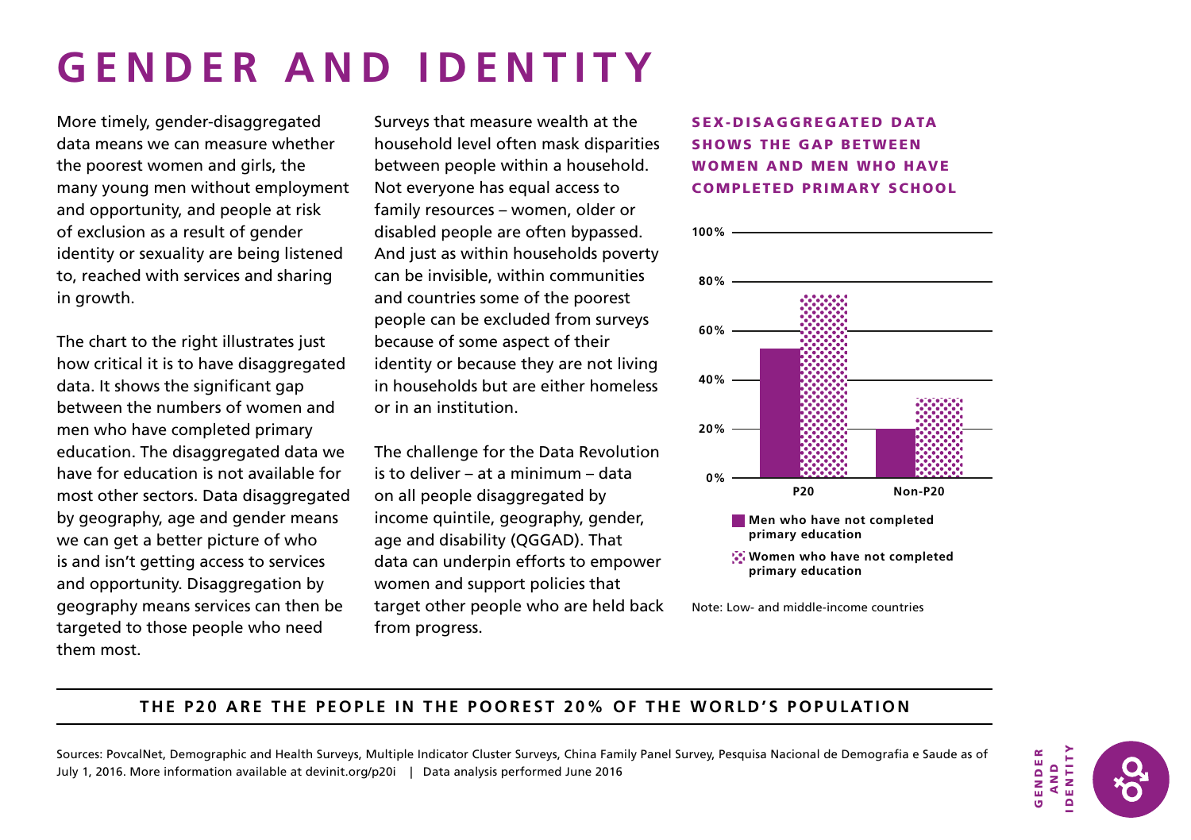# GENDER AND IDENTITY

More timely, gender-disaggregated data means we can measure whether the poorest women and girls, the many young men without employment and opportunity, and people at risk of exclusion as a result of gender identity or sexuality are being listened to, reached with services and sharing in growth.

The chart to the right illustrates just how critical it is to have disaggregated data. It shows the significant gap between the numbers of women and men who have completed primary education. The disaggregated data we have for education is not available for most other sectors. Data disaggregated by geography, age and gender means we can get a better picture of who is and isn't getting access to services and opportunity. Disaggregation by geography means services can then be targeted to those people who need them most.

Surveys that measure wealth at the household level often mask disparities between people within a household. Not everyone has equal access to family resources – women, older or disabled people are often bypassed. And just as within households poverty can be invisible, within communities and countries some of the poorest people can be excluded from surveys because of some aspect of their identity or because they are not living in households but are either homeless or in an institution.

The challenge for the Data Revolution is to deliver – at a minimum – data on all people disaggregated by income quintile, geography, gender, age and disability (QGGAD). That data can underpin efforts to empower women and support policies that target other people who are held back from progress.

### SEX-DISAGGREGATED DATA SHOWS THE GAP BETWEEN WOMEN AND MEN WHO HAVE COMPLETED PRIMARY SCHOOL

100%
80%
60%
40%
20%
0%
P20
Non-P20

Men who have not completed primary education
Women who have not completed primary education

Note: Low- and middle-income countries

**THE P20 ARE THE PEOPLE IN THE POOREST 20% OF THE WORLD'S POPULATION**

Sources: PovcalNet, Demographic and Health Surveys, Multiple Indicator Cluster Surveys, China Family Panel Survey, Pesquisa Nacional de Demografia e Saude as of July 1, 2016. More information available at devinit.org/p20i | Data analysis performed June 2016